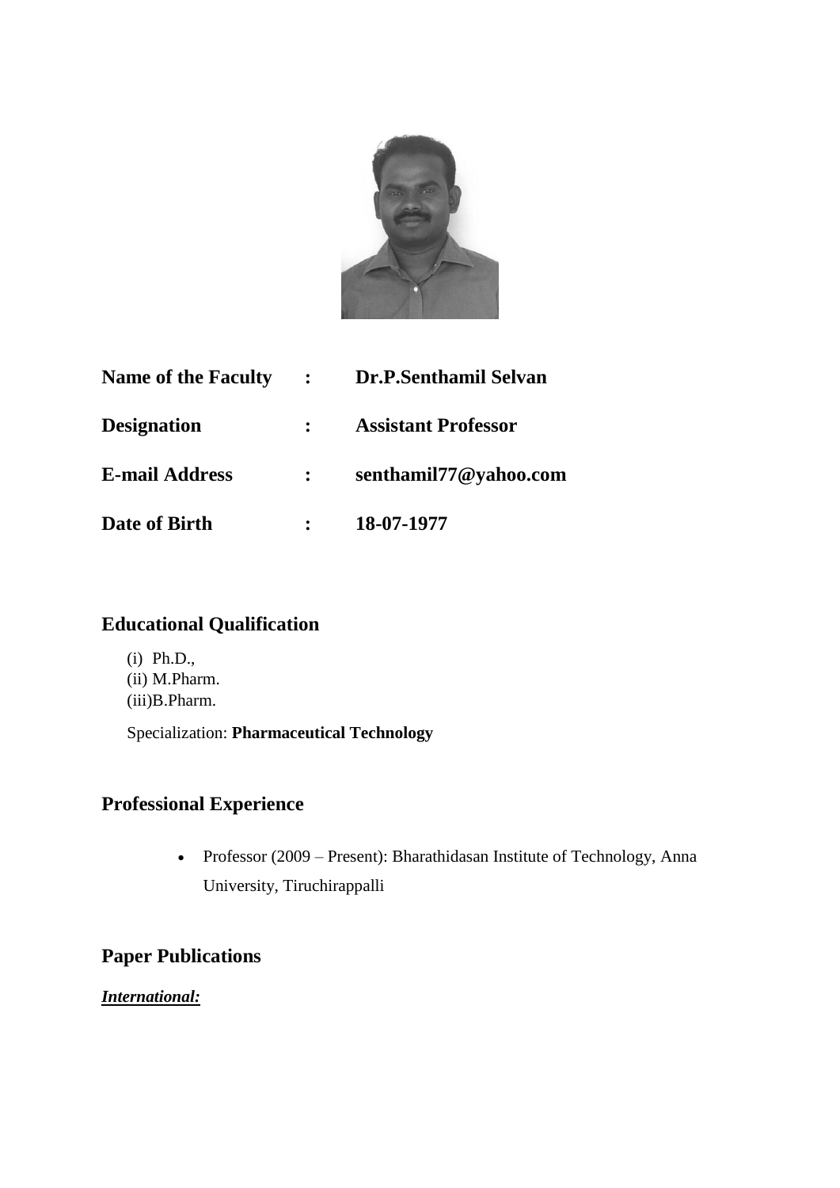| | | |
|---|---|---|
| **Name of the Faculty** | **:** | **Dr.P.Senthamil Selvan** |
| **Designation** | **:** | **Assistant Professor** |
| **E-mail Address** | **:** | **senthamil77@yahoo.com** |
| **Date of Birth** | **:** | **18-07-1977** |

## Educational Qualification

(i) Ph.D.,
(ii) M.Pharm.
(iii)B.Pharm.

Specialization: **Pharmaceutical Technology**

## Professional Experience

- Professor (2009 – Present): Bharathidasan Institute of Technology, Anna University, Tiruchirappalli

## Paper Publications

***International:***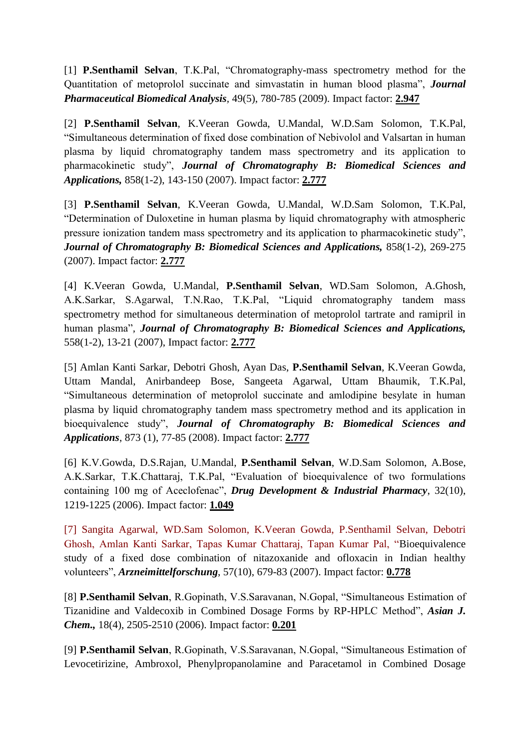[1] **P.Senthamil Selvan**, T.K.Pal, "Chromatography-mass spectrometry method for the Quantitation of metoprolol succinate and simvastatin in human blood plasma", ***Journal Pharmaceutical Biomedical Analysis***, 49(5), 780-785 (2009). Impact factor: **2.947**

[2] **P.Senthamil Selvan**, K.Veeran Gowda, U.Mandal, W.D.Sam Solomon, T.K.Pal, "Simultaneous determination of fixed dose combination of Nebivolol and Valsartan in human plasma by liquid chromatography tandem mass spectrometry and its application to pharmacokinetic study", ***Journal of Chromatography B: Biomedical Sciences and Applications,*** 858(1-2), 143-150 (2007). Impact factor: **2.777**

[3] **P.Senthamil Selvan**, K.Veeran Gowda, U.Mandal, W.D.Sam Solomon, T.K.Pal, "Determination of Duloxetine in human plasma by liquid chromatography with atmospheric pressure ionization tandem mass spectrometry and its application to pharmacokinetic study", ***Journal of Chromatography B: Biomedical Sciences and Applications,*** 858(1-2), 269-275 (2007). Impact factor: **2.777**

[4] K.Veeran Gowda, U.Mandal, **P.Senthamil Selvan**, WD.Sam Solomon, A.Ghosh, A.K.Sarkar, S.Agarwal, T.N.Rao, T.K.Pal, "Liquid chromatography tandem mass spectrometry method for simultaneous determination of metoprolol tartrate and ramipril in human plasma", ***Journal of Chromatography B: Biomedical Sciences and Applications,*** 558(1-2), 13-21 (2007), Impact factor: **2.777**

[5] Amlan Kanti Sarkar, Debotri Ghosh, Ayan Das, **P.Senthamil Selvan**, K.Veeran Gowda, Uttam Mandal, Anirbandeep Bose, Sangeeta Agarwal, Uttam Bhaumik, T.K.Pal, "Simultaneous determination of metoprolol succinate and amlodipine besylate in human plasma by liquid chromatography tandem mass spectrometry method and its application in bioequivalence study", ***Journal of Chromatography B: Biomedical Sciences and Applications***, 873 (1), 77-85 (2008). Impact factor: **2.777**

[6] K.V.Gowda, D.S.Rajan, U.Mandal, **P.Senthamil Selvan**, W.D.Sam Solomon, A.Bose, A.K.Sarkar, T.K.Chattaraj, T.K.Pal, "Evaluation of bioequivalence of two formulations containing 100 mg of Aceclofenac", ***Drug Development & Industrial Pharmacy***, 32(10), 1219-1225 (2006). Impact factor: **1.049**

[7] Sangita Agarwal, WD.Sam Solomon, K.Veeran Gowda, P.Senthamil Selvan, Debotri Ghosh, Amlan Kanti Sarkar, Tapas Kumar Chattaraj, Tapan Kumar Pal, "Bioequivalence study of a fixed dose combination of nitazoxanide and ofloxacin in Indian healthy volunteers", ***Arzneimittelforschung***, 57(10), 679-83 (2007). Impact factor: **0.778**

[8] **P.Senthamil Selvan**, R.Gopinath, V.S.Saravanan, N.Gopal, "Simultaneous Estimation of Tizanidine and Valdecoxib in Combined Dosage Forms by RP-HPLC Method", ***Asian J. Chem.,*** 18(4), 2505-2510 (2006). Impact factor: **0.201**

[9] **P.Senthamil Selvan**, R.Gopinath, V.S.Saravanan, N.Gopal, "Simultaneous Estimation of Levocetirizine, Ambroxol, Phenylpropanolamine and Paracetamol in Combined Dosage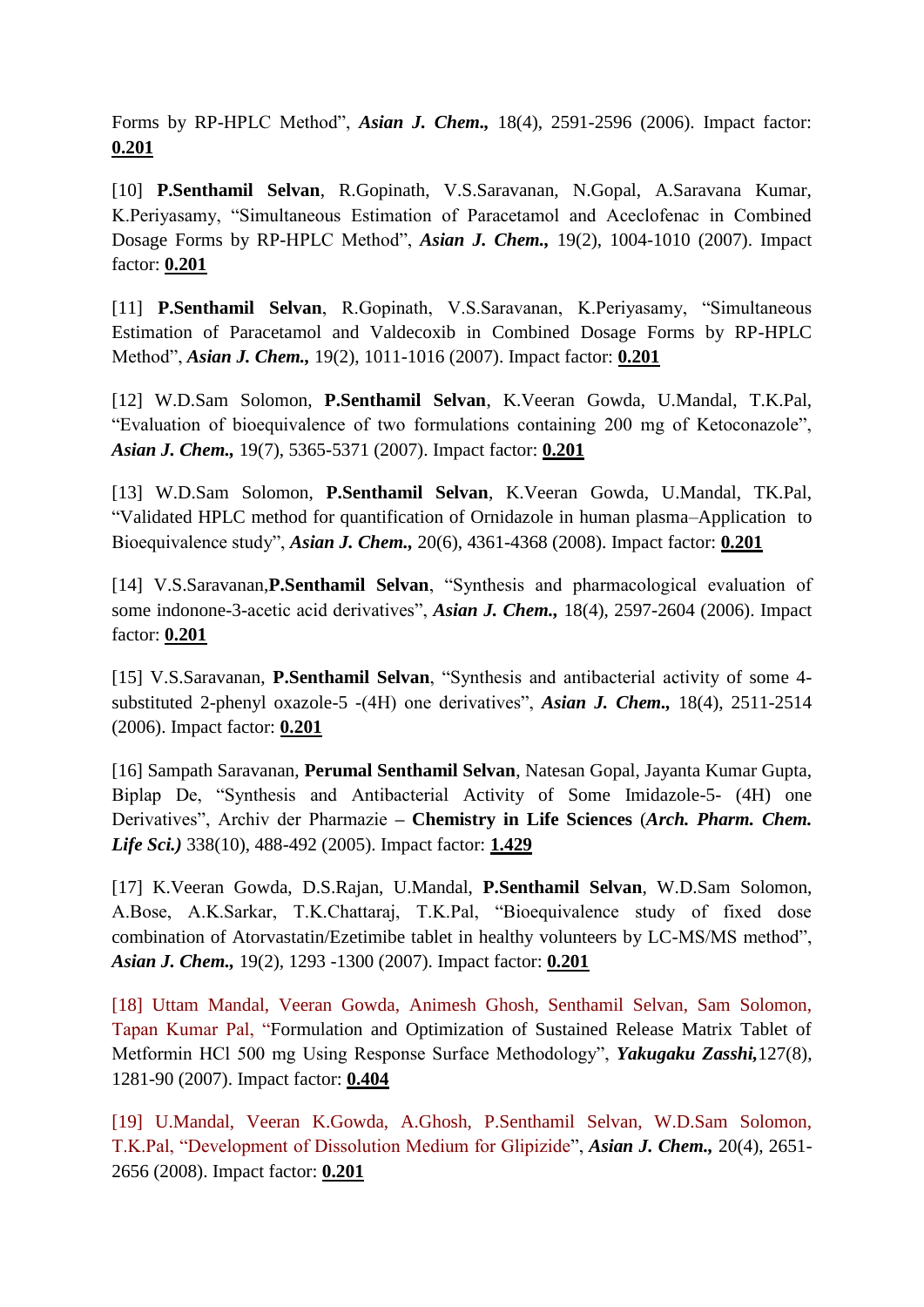Forms by RP-HPLC Method", ***Asian J. Chem.,*** 18(4), 2591-2596 (2006). Impact factor: **0.201**

[10] **P.Senthamil Selvan**, R.Gopinath, V.S.Saravanan, N.Gopal, A.Saravana Kumar, K.Periyasamy, "Simultaneous Estimation of Paracetamol and Aceclofenac in Combined Dosage Forms by RP-HPLC Method", ***Asian J. Chem.,*** 19(2), 1004-1010 (2007). Impact factor: **0.201**

[11] **P.Senthamil Selvan**, R.Gopinath, V.S.Saravanan, K.Periyasamy, "Simultaneous Estimation of Paracetamol and Valdecoxib in Combined Dosage Forms by RP-HPLC Method", ***Asian J. Chem.,*** 19(2), 1011-1016 (2007). Impact factor: **0.201**

[12] W.D.Sam Solomon, **P.Senthamil Selvan**, K.Veeran Gowda, U.Mandal, T.K.Pal, "Evaluation of bioequivalence of two formulations containing 200 mg of Ketoconazole", ***Asian J. Chem.,*** 19(7), 5365-5371 (2007). Impact factor: **0.201**

[13] W.D.Sam Solomon, **P.Senthamil Selvan**, K.Veeran Gowda, U.Mandal, TK.Pal, "Validated HPLC method for quantification of Ornidazole in human plasma–Application to Bioequivalence study", ***Asian J. Chem.,*** 20(6), 4361-4368 (2008). Impact factor: **0.201**

[14] V.S.Saravanan,**P.Senthamil Selvan**, "Synthesis and pharmacological evaluation of some indonone-3-acetic acid derivatives", ***Asian J. Chem.,*** 18(4), 2597-2604 (2006). Impact factor: **0.201**

[15] V.S.Saravanan, **P.Senthamil Selvan**, "Synthesis and antibacterial activity of some 4-substituted 2-phenyl oxazole-5 -(4H) one derivatives", ***Asian J. Chem.,*** 18(4), 2511-2514 (2006). Impact factor: **0.201**

[16] Sampath Saravanan, **Perumal Senthamil Selvan**, Natesan Gopal, Jayanta Kumar Gupta, Biplap De, "Synthesis and Antibacterial Activity of Some Imidazole-5- (4H) one Derivatives", Archiv der Pharmazie **– Chemistry in Life Sciences** (***Arch. Pharm. Chem. Life Sci.)*** 338(10), 488-492 (2005). Impact factor: **1.429**

[17] K.Veeran Gowda, D.S.Rajan, U.Mandal, **P.Senthamil Selvan**, W.D.Sam Solomon, A.Bose, A.K.Sarkar, T.K.Chattaraj, T.K.Pal, "Bioequivalence study of fixed dose combination of Atorvastatin/Ezetimibe tablet in healthy volunteers by LC-MS/MS method", ***Asian J. Chem.,*** 19(2), 1293 -1300 (2007). Impact factor: **0.201**

[18] Uttam Mandal, Veeran Gowda, Animesh Ghosh, Senthamil Selvan, Sam Solomon, Tapan Kumar Pal, "Formulation and Optimization of Sustained Release Matrix Tablet of Metformin HCl 500 mg Using Response Surface Methodology", ***Yakugaku Zasshi,***127(8), 1281-90 (2007). Impact factor: **0.404**

[19] U.Mandal, Veeran K.Gowda, A.Ghosh, P.Senthamil Selvan, W.D.Sam Solomon, T.K.Pal, "Development of Dissolution Medium for Glipizide", ***Asian J. Chem.,*** 20(4), 2651-2656 (2008). Impact factor: **0.201**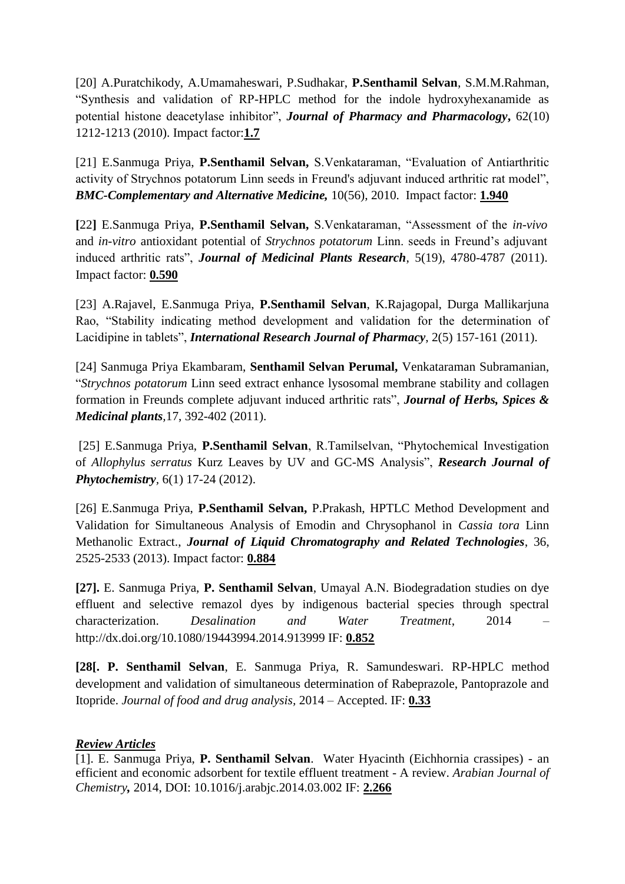[20] A.Puratchikody, A.Umamaheswari, P.Sudhakar, **P.Senthamil Selvan**, S.M.M.Rahman, "Synthesis and validation of RP-HPLC method for the indole hydroxyhexanamide as potential histone deacetylase inhibitor", ***Journal of Pharmacy and Pharmacology***, 62(10) 1212-1213 (2010). Impact factor:**1.7**

[21] E.Sanmuga Priya, **P.Senthamil Selvan,** S.Venkataraman, "Evaluation of Antiarthritic activity of Strychnos potatorum Linn seeds in Freund's adjuvant induced arthritic rat model", ***BMC-Complementary and Alternative Medicine,*** 10(56), 2010. Impact factor: **1.940**

**[**22**]** E.Sanmuga Priya, **P.Senthamil Selvan,** S.Venkataraman, "Assessment of the *in-vivo* and *in-vitro* antioxidant potential of *Strychnos potatorum* Linn. seeds in Freund's adjuvant induced arthritic rats", ***Journal of Medicinal Plants Research***, 5(19), 4780-4787 (2011). Impact factor: **0.590**

[23] A.Rajavel, E.Sanmuga Priya, **P.Senthamil Selvan**, K.Rajagopal, Durga Mallikarjuna Rao, "Stability indicating method development and validation for the determination of Lacidipine in tablets", ***International Research Journal of Pharmacy***, 2(5) 157-161 (2011).

[24] Sanmuga Priya Ekambaram, **Senthamil Selvan Perumal,** Venkataraman Subramanian, "*Strychnos potatorum* Linn seed extract enhance lysosomal membrane stability and collagen formation in Freunds complete adjuvant induced arthritic rats", ***Journal of Herbs, Spices & Medicinal plants***,17, 392-402 (2011).

[25] E.Sanmuga Priya, **P.Senthamil Selvan**, R.Tamilselvan, "Phytochemical Investigation of *Allophylus serratus* Kurz Leaves by UV and GC-MS Analysis", ***Research Journal of Phytochemistry***, 6(1) 17-24 (2012).

[26] E.Sanmuga Priya, **P.Senthamil Selvan,** P.Prakash, HPTLC Method Development and Validation for Simultaneous Analysis of Emodin and Chrysophanol in *Cassia tora* Linn Methanolic Extract., ***Journal of Liquid Chromatography and Related Technologies***, 36, 2525-2533 (2013). Impact factor: **0.884**

**[27].** E. Sanmuga Priya, **P. Senthamil Selvan**, Umayal A.N. Biodegradation studies on dye effluent and selective remazol dyes by indigenous bacterial species through spectral characterization. *Desalination and Water Treatment*, 2014 – http://dx.doi.org/10.1080/19443994.2014.913999 IF: **0.852**

**[28[. P. Senthamil Selvan**, E. Sanmuga Priya, R. Samundeswari. RP-HPLC method development and validation of simultaneous determination of Rabeprazole, Pantoprazole and Itopride. *Journal of food and drug analysis*, 2014 – Accepted. IF: **0.33**

***Review Articles***

[1]. E. Sanmuga Priya, **P. Senthamil Selvan**. Water Hyacinth (Eichhornia crassipes) - an efficient and economic adsorbent for textile effluent treatment - A review. *Arabian Journal of Chemistry***,** 2014, DOI: 10.1016/j.arabjc.2014.03.002 IF: **2.266**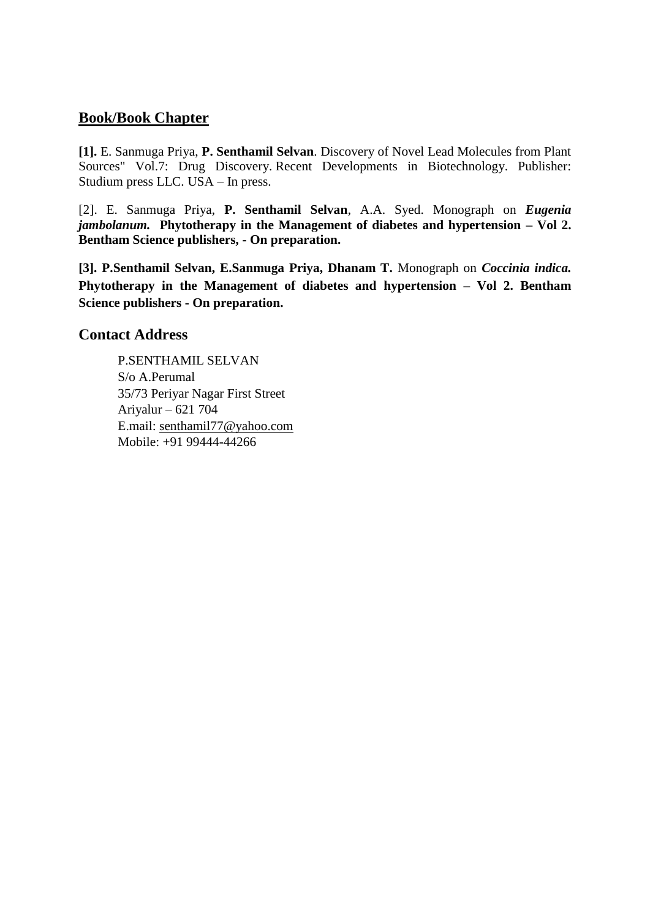## Book/Book Chapter

**[1].** E. Sanmuga Priya, **P. Senthamil Selvan**. Discovery of Novel Lead Molecules from Plant Sources" Vol.7: Drug Discovery. Recent Developments in Biotechnology. Publisher: Studium press LLC. USA – In press.

[2]. E. Sanmuga Priya, **P. Senthamil Selvan**, A.A. Syed. Monograph on ***Eugenia jambolanum.*** **Phytotherapy in the Management of diabetes and hypertension – Vol 2. Bentham Science publishers, - On preparation.**

**[3]. P.Senthamil Selvan, E.Sanmuga Priya, Dhanam T.** Monograph on ***Coccinia indica.*** **Phytotherapy in the Management of diabetes and hypertension – Vol 2. Bentham Science publishers - On preparation.**

## Contact Address

P.SENTHAMIL SELVAN
S/o A.Perumal
35/73 Periyar Nagar First Street
Ariyalur – 621 704
E.mail: senthamil77@yahoo.com
Mobile: +91 99444-44266